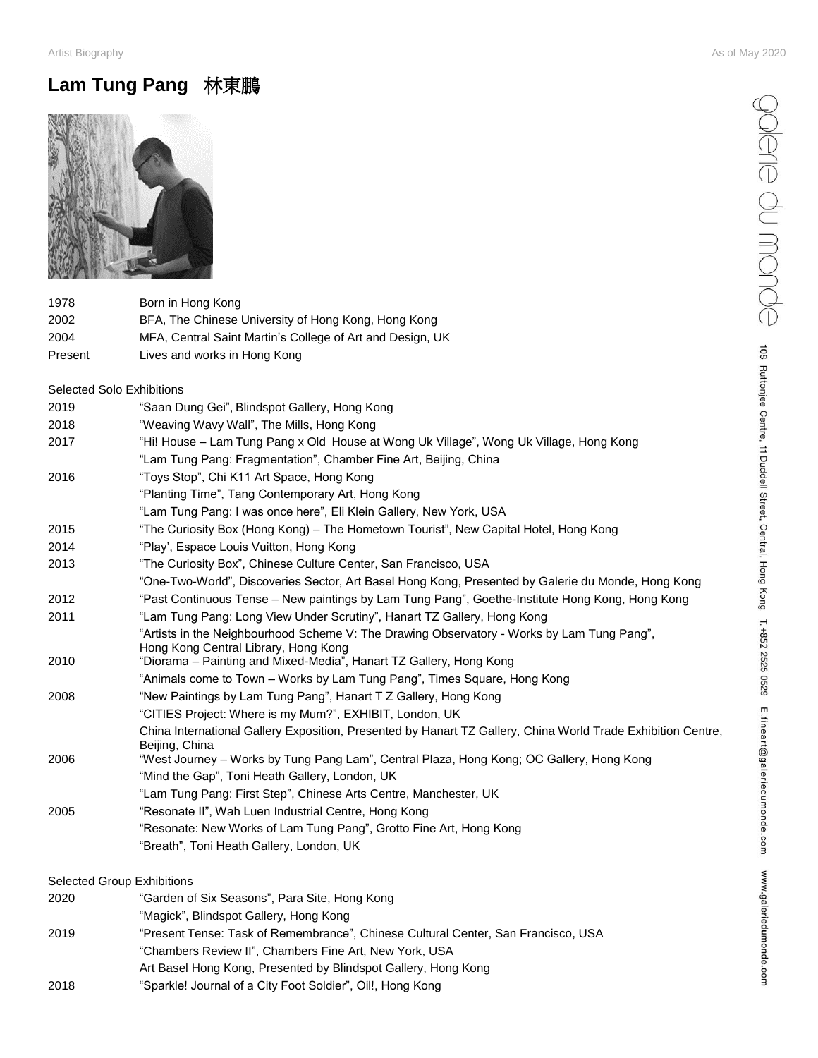# Lam Tung Pang 林東鵬

| | |
|---|---|
| 1978 | Born in Hong Kong |
| 2002 | BFA, The Chinese University of Hong Kong, Hong Kong |
| 2004 | MFA, Central Saint Martin's College of Art and Design, UK |
| Present | Lives and works in Hong Kong |

## Selected Solo Exhibitions

| | |
|---|---|
| 2019 | "Saan Dung Gei", Blindspot Gallery, Hong Kong |
| 2018 | "Weaving Wavy Wall", The Mills, Hong Kong |
| 2017 | "Hi! House – Lam Tung Pang x Old House at Wong Uk Village", Wong Uk Village, Hong Kong |
| | "Lam Tung Pang: Fragmentation", Chamber Fine Art, Beijing, China |
| 2016 | "Toys Stop", Chi K11 Art Space, Hong Kong |
| | "Planting Time", Tang Contemporary Art, Hong Kong |
| | "Lam Tung Pang: I was once here", Eli Klein Gallery, New York, USA |
| 2015 | "The Curiosity Box (Hong Kong) – The Hometown Tourist", New Capital Hotel, Hong Kong |
| 2014 | "Play', Espace Louis Vuitton, Hong Kong |
| 2013 | "The Curiosity Box", Chinese Culture Center, San Francisco, USA |
| | "One-Two-World", Discoveries Sector, Art Basel Hong Kong, Presented by Galerie du Monde, Hong Kong |
| 2012 | "Past Continuous Tense – New paintings by Lam Tung Pang", Goethe-Institute Hong Kong, Hong Kong |
| 2011 | "Lam Tung Pang: Long View Under Scrutiny", Hanart TZ Gallery, Hong Kong |
| | "Artists in the Neighbourhood Scheme V: The Drawing Observatory - Works by Lam Tung Pang", Hong Kong Central Library, Hong Kong |
| 2010 | "Diorama – Painting and Mixed-Media", Hanart TZ Gallery, Hong Kong |
| | "Animals come to Town – Works by Lam Tung Pang", Times Square, Hong Kong |
| 2008 | "New Paintings by Lam Tung Pang", Hanart T Z Gallery, Hong Kong |
| | "CITIES Project: Where is my Mum?", EXHIBIT, London, UK |
| | China International Gallery Exposition, Presented by Hanart TZ Gallery, China World Trade Exhibition Centre, Beijing, China |
| 2006 | "West Journey – Works by Tung Pang Lam", Central Plaza, Hong Kong; OC Gallery, Hong Kong |
| | "Mind the Gap", Toni Heath Gallery, London, UK |
| | "Lam Tung Pang: First Step", Chinese Arts Centre, Manchester, UK |
| 2005 | "Resonate II", Wah Luen Industrial Centre, Hong Kong |
| | "Resonate: New Works of Lam Tung Pang", Grotto Fine Art, Hong Kong |
| | "Breath", Toni Heath Gallery, London, UK |

## Selected Group Exhibitions

| | |
|---|---|
| 2020 | "Garden of Six Seasons", Para Site, Hong Kong |
| | "Magick", Blindspot Gallery, Hong Kong |
| 2019 | "Present Tense: Task of Remembrance", Chinese Cultural Center, San Francisco, USA |
| | "Chambers Review II", Chambers Fine Art, New York, USA |
| | Art Basel Hong Kong, Presented by Blindspot Gallery, Hong Kong |
| 2018 | "Sparkle! Journal of a City Foot Soldier", Oil!, Hong Kong |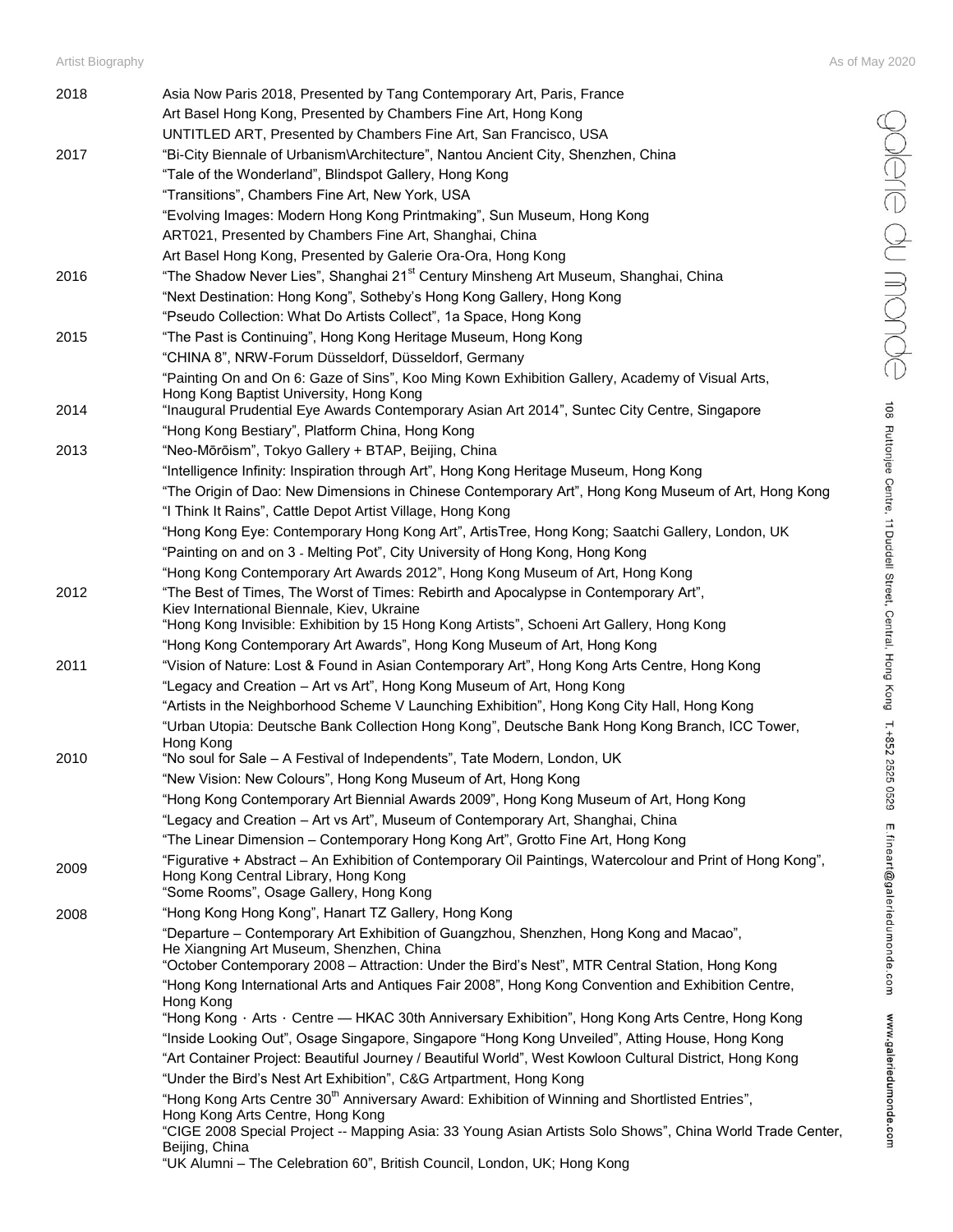| | |
|---|---|
| 2018 | Asia Now Paris 2018, Presented by Tang Contemporary Art, Paris, France |
| | Art Basel Hong Kong, Presented by Chambers Fine Art, Hong Kong |
| | UNTITLED ART, Presented by Chambers Fine Art, San Francisco, USA |
| 2017 | “Bi-City Biennale of Urbanism\Architecture”, Nantou Ancient City, Shenzhen, China |
| | “Tale of the Wonderland”, Blindspot Gallery, Hong Kong |
| | “Transitions”, Chambers Fine Art, New York, USA |
| | “Evolving Images: Modern Hong Kong Printmaking”, Sun Museum, Hong Kong |
| | ART021, Presented by Chambers Fine Art, Shanghai, China |
| | Art Basel Hong Kong, Presented by Galerie Ora-Ora, Hong Kong |
| 2016 | “The Shadow Never Lies”, Shanghai 21st Century Minsheng Art Museum, Shanghai, China |
| | “Next Destination: Hong Kong”, Sotheby’s Hong Kong Gallery, Hong Kong |
| | “Pseudo Collection: What Do Artists Collect”, 1a Space, Hong Kong |
| 2015 | “The Past is Continuing”, Hong Kong Heritage Museum, Hong Kong |
| | “CHINA 8”, NRW-Forum Düsseldorf, Düsseldorf, Germany |
| | “Painting On and On 6: Gaze of Sins”, Koo Ming Kown Exhibition Gallery, Academy of Visual Arts, Hong Kong Baptist University, Hong Kong |
| 2014 | “Inaugural Prudential Eye Awards Contemporary Asian Art 2014”, Suntec City Centre, Singapore |
| | “Hong Kong Bestiary”, Platform China, Hong Kong |
| 2013 | “Neo-Mōrōism”, Tokyo Gallery + BTAP, Beijing, China |
| | “Intelligence Infinity: Inspiration through Art”, Hong Kong Heritage Museum, Hong Kong |
| | “The Origin of Dao: New Dimensions in Chinese Contemporary Art”, Hong Kong Museum of Art, Hong Kong |
| | “I Think It Rains”, Cattle Depot Artist Village, Hong Kong |
| | “Hong Kong Eye: Contemporary Hong Kong Art”, ArtisTree, Hong Kong; Saatchi Gallery, London, UK |
| | “Painting on and on 3 - Melting Pot”, City University of Hong Kong, Hong Kong |
| | “Hong Kong Contemporary Art Awards 2012”, Hong Kong Museum of Art, Hong Kong |
| 2012 | “The Best of Times, The Worst of Times: Rebirth and Apocalypse in Contemporary Art”, Kiev International Biennale, Kiev, Ukraine |
| | “Hong Kong Invisible: Exhibition by 15 Hong Kong Artists”, Schoeni Art Gallery, Hong Kong |
| | “Hong Kong Contemporary Art Awards”, Hong Kong Museum of Art, Hong Kong |
| 2011 | “Vision of Nature: Lost & Found in Asian Contemporary Art”, Hong Kong Arts Centre, Hong Kong |
| | “Legacy and Creation – Art vs Art”, Hong Kong Museum of Art, Hong Kong |
| | “Artists in the Neighborhood Scheme V Launching Exhibition”, Hong Kong City Hall, Hong Kong |
| | “Urban Utopia: Deutsche Bank Collection Hong Kong”, Deutsche Bank Hong Kong Branch, ICC Tower, Hong Kong |
| 2010 | “No soul for Sale – A Festival of Independents”, Tate Modern, London, UK |
| | “New Vision: New Colours”, Hong Kong Museum of Art, Hong Kong |
| | “Hong Kong Contemporary Art Biennial Awards 2009”, Hong Kong Museum of Art, Hong Kong |
| | “Legacy and Creation – Art vs Art”, Museum of Contemporary Art, Shanghai, China |
| | “The Linear Dimension – Contemporary Hong Kong Art”, Grotto Fine Art, Hong Kong |
| 2009 | “Figurative + Abstract – An Exhibition of Contemporary Oil Paintings, Watercolour and Print of Hong Kong”, Hong Kong Central Library, Hong Kong |
| | “Some Rooms”, Osage Gallery, Hong Kong |
| 2008 | “Hong Kong Hong Kong”, Hanart TZ Gallery, Hong Kong |
| | “Departure – Contemporary Art Exhibition of Guangzhou, Shenzhen, Hong Kong and Macao”, He Xiangning Art Museum, Shenzhen, China |
| | “October Contemporary 2008 – Attraction: Under the Bird’s Nest”, MTR Central Station, Hong Kong |
| | “Hong Kong International Arts and Antiques Fair 2008”, Hong Kong Convention and Exhibition Centre, Hong Kong |
| | “Hong Kong · Arts · Centre — HKAC 30th Anniversary Exhibition”, Hong Kong Arts Centre, Hong Kong |
| | “Inside Looking Out”, Osage Singapore, Singapore “Hong Kong Unveiled”, Atting House, Hong Kong |
| | “Art Container Project: Beautiful Journey / Beautiful World”, West Kowloon Cultural District, Hong Kong |
| | “Under the Bird’s Nest Art Exhibition”, C&G Artpartment, Hong Kong |
| | “Hong Kong Arts Centre 30th Anniversary Award: Exhibition of Winning and Shortlisted Entries”, Hong Kong Arts Centre, Hong Kong |
| | “CIGE 2008 Special Project -- Mapping Asia: 33 Young Asian Artists Solo Shows”, China World Trade Center, Beijing, China |
| | “UK Alumni – The Celebration 60”, British Council, London, UK; Hong Kong |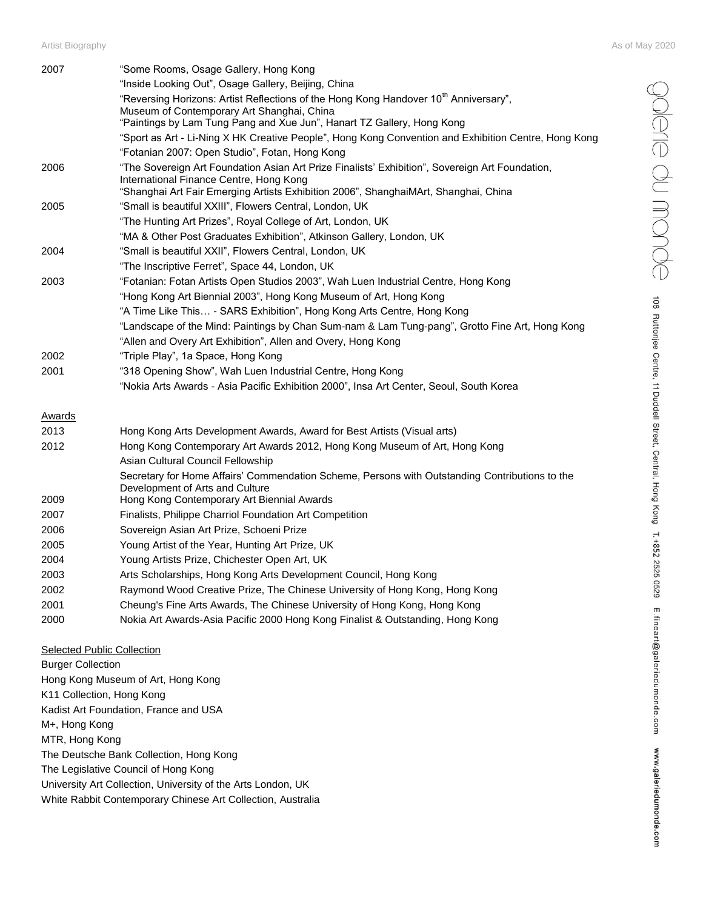| | |
|---|---|
| 2007 | "Some Rooms, Osage Gallery, Hong Kong |
| | "Inside Looking Out", Osage Gallery, Beijing, China |
| | "Reversing Horizons: Artist Reflections of the Hong Kong Handover 10th Anniversary", Museum of Contemporary Art Shanghai, China |
| | "Paintings by Lam Tung Pang and Xue Jun", Hanart TZ Gallery, Hong Kong |
| | "Sport as Art - Li-Ning X HK Creative People", Hong Kong Convention and Exhibition Centre, Hong Kong |
| | "Fotanian 2007: Open Studio", Fotan, Hong Kong |
| 2006 | "The Sovereign Art Foundation Asian Art Prize Finalists' Exhibition", Sovereign Art Foundation, International Finance Centre, Hong Kong |
| | "Shanghai Art Fair Emerging Artists Exhibition 2006", ShanghaiMArt, Shanghai, China |
| 2005 | "Small is beautiful XXIII", Flowers Central, London, UK |
| | "The Hunting Art Prizes", Royal College of Art, London, UK |
| | "MA & Other Post Graduates Exhibition", Atkinson Gallery, London, UK |
| 2004 | "Small is beautiful XXII", Flowers Central, London, UK |
| | "The Inscriptive Ferret", Space 44, London, UK |
| 2003 | "Fotanian: Fotan Artists Open Studios 2003", Wah Luen Industrial Centre, Hong Kong |
| | "Hong Kong Art Biennial 2003", Hong Kong Museum of Art, Hong Kong |
| | "A Time Like This… - SARS Exhibition", Hong Kong Arts Centre, Hong Kong |
| | "Landscape of the Mind: Paintings by Chan Sum-nam & Lam Tung-pang", Grotto Fine Art, Hong Kong |
| | "Allen and Overy Art Exhibition", Allen and Overy, Hong Kong |
| 2002 | "Triple Play", 1a Space, Hong Kong |
| 2001 | "318 Opening Show", Wah Luen Industrial Centre, Hong Kong |
| | "Nokia Arts Awards - Asia Pacific Exhibition 2000", Insa Art Center, Seoul, South Korea |

## Awards

| | |
|---|---|
| 2013 | Hong Kong Arts Development Awards, Award for Best Artists (Visual arts) |
| 2012 | Hong Kong Contemporary Art Awards 2012, Hong Kong Museum of Art, Hong Kong |
| | Asian Cultural Council Fellowship |
| | Secretary for Home Affairs' Commendation Scheme, Persons with Outstanding Contributions to the Development of Arts and Culture |
| 2009 | Hong Kong Contemporary Art Biennial Awards |
| 2007 | Finalists, Philippe Charriol Foundation Art Competition |
| 2006 | Sovereign Asian Art Prize, Schoeni Prize |
| 2005 | Young Artist of the Year, Hunting Art Prize, UK |
| 2004 | Young Artists Prize, Chichester Open Art, UK |
| 2003 | Arts Scholarships, Hong Kong Arts Development Council, Hong Kong |
| 2002 | Raymond Wood Creative Prize, The Chinese University of Hong Kong, Hong Kong |
| 2001 | Cheung's Fine Arts Awards, The Chinese University of Hong Kong, Hong Kong |
| 2000 | Nokia Art Awards-Asia Pacific 2000 Hong Kong Finalist & Outstanding, Hong Kong |

## Selected Public Collection

Burger Collection
Hong Kong Museum of Art, Hong Kong
K11 Collection, Hong Kong
Kadist Art Foundation, France and USA
M+, Hong Kong
MTR, Hong Kong
The Deutsche Bank Collection, Hong Kong
The Legislative Council of Hong Kong
University Art Collection, University of the Arts London, UK
White Rabbit Contemporary Chinese Art Collection, Australia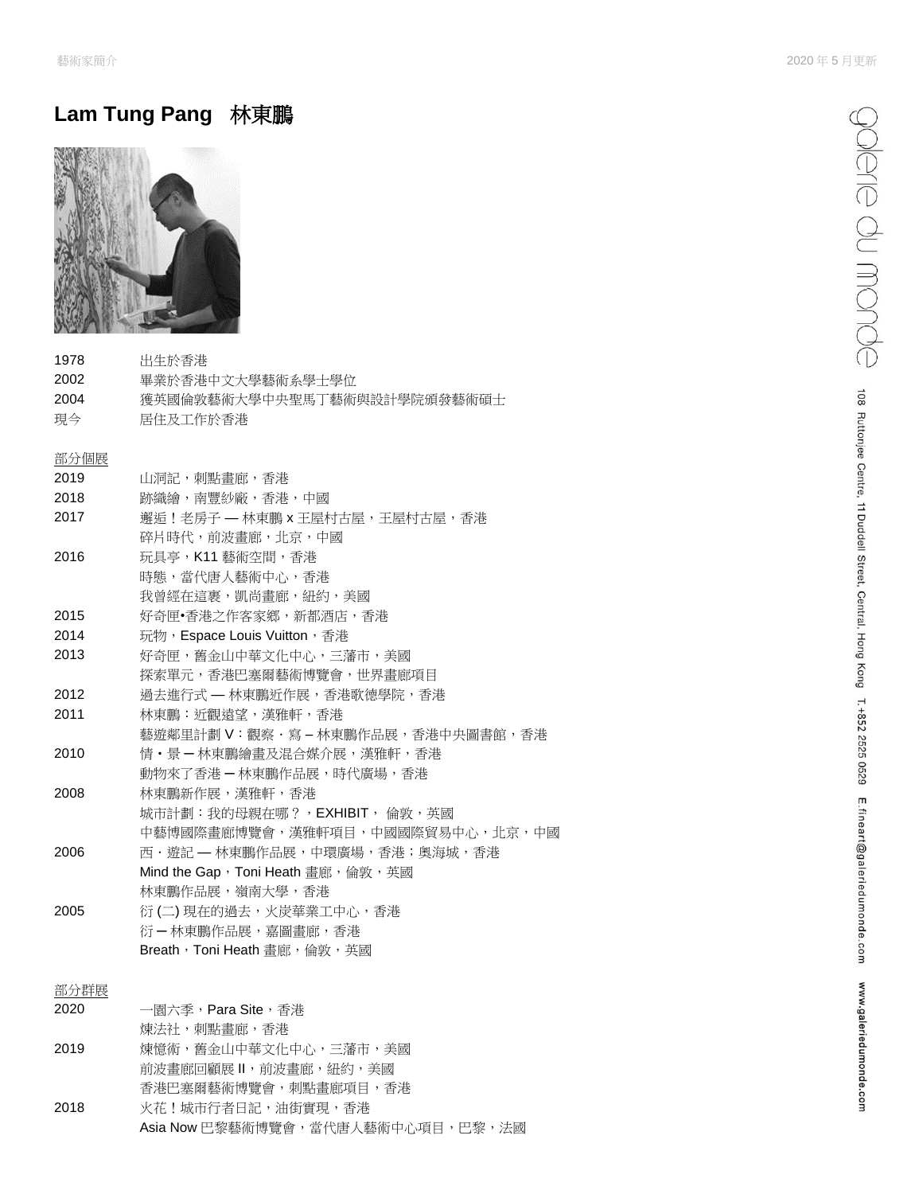# Lam Tung Pang 林東鵬

| | |
|---|---|
| 1978 | 出生於香港 |
| 2002 | 畢業於香港中文大學藝術系學士學位 |
| 2004 | 獲英國倫敦藝術大學中央聖馬丁藝術與設計學院頒發藝術碩士 |
| 現今 | 居住及工作於香港 |

## 部分個展

| | |
|---|---|
| 2019 | 山洞記，刺點畫廊，香港 |
| 2018 | 跡織繪，南豐紗廠，香港，中國 |
| 2017 | 邂逅！老房子 — 林東鵬 x 王屋村古屋，王屋村古屋，香港 |
| | 碎片時代，前波畫廊，北京，中國 |
| 2016 | 玩具亭，K11 藝術空間，香港 |
| | 時態，當代唐人藝術中心，香港 |
| | 我曾經在這裏，凱尚畫廊，紐約，美國 |
| 2015 | 好奇匣•香港之作客家鄉，新都酒店，香港 |
| 2014 | 玩物，Espace Louis Vuitton，香港 |
| 2013 | 好奇匣，舊金山中華文化中心，三藩市，美國 |
| | 探索單元，香港巴塞爾藝術博覽會，世界畫廊項目 |
| 2012 | 過去進行式 — 林東鵬近作展，香港歌德學院，香港 |
| 2011 | 林東鵬：近觀遠望，漢雅軒，香港 |
| | 藝遊鄰里計劃 V：觀察・寫 – 林東鵬作品展，香港中央圖書館，香港 |
| 2010 | 情・景 ─ 林東鵬繪畫及混合媒介展，漢雅軒，香港 |
| | 動物來了香港 ─ 林東鵬作品展，時代廣場，香港 |
| 2008 | 林東鵬新作展，漢雅軒，香港 |
| | 城市計劃：我的母親在哪？，EXHIBIT， 倫敦，英國 |
| | 中藝博國際畫廊博覽會，漢雅軒項目，中國國際貿易中心，北京，中國 |
| 2006 | 西・遊記 — 林東鵬作品展，中環廣場，香港；奧海城，香港 |
| | Mind the Gap，Toni Heath 畫廊，倫敦，英國 |
| | 林東鵬作品展，嶺南大學，香港 |
| 2005 | 衍 (二) 現在的過去，火炭華業工中心，香港 |
| | 衍 ─ 林東鵬作品展，嘉圖畫廊，香港 |
| | Breath，Toni Heath 畫廊，倫敦，英國 |

## 部分群展

| | |
|---|---|
| 2020 | 一園六季，Para Site，香港 |
| | 煉法社，刺點畫廊，香港 |
| 2019 | 煉憶術，舊金山中華文化中心，三藩市，美國 |
| | 前波畫廊回顧展 II，前波畫廊，紐約，美國 |
| | 香港巴塞爾藝術博覽會，刺點畫廊項目，香港 |
| 2018 | 火花！城市行者日記，油街實現，香港 |
| | Asia Now 巴黎藝術博覽會，當代唐人藝術中心項目，巴黎，法國 |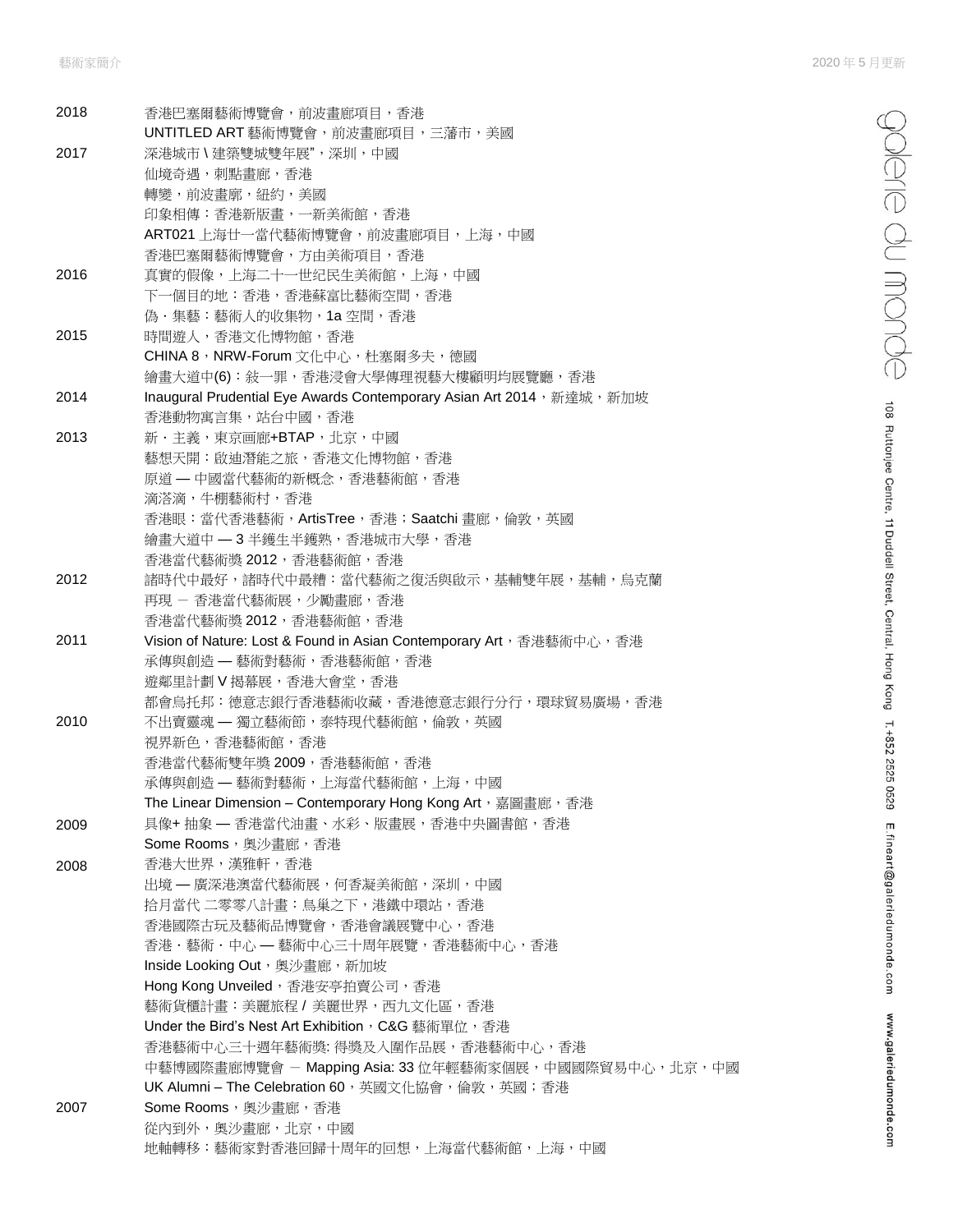| | |
|---|---|
| 2018 | 香港巴塞爾藝術博覽會，前波畫廊項目，香港 |
| | UNTITLED ART 藝術博覽會，前波畫廊項目，三藩市，美國 |
| 2017 | 深港城市 \ 建築雙城雙年展"，深圳，中國 |
| | 仙境奇遇，刺點畫廊，香港 |
| | 轉變，前波畫廊，紐約，美國 |
| | 印象相傳：香港新版畫，一新美術館，香港 |
| | ART021 上海廿一當代藝術博覽會，前波畫廊項目，上海，中國 |
| | 香港巴塞爾藝術博覽會，方由美術項目，香港 |
| 2016 | 真實的假像，上海二十一世纪民生美術館，上海，中國 |
| | 下一個目的地：香港，香港蘇富比藝術空間，香港 |
| | 偽・集藝：藝術人的收集物，1a 空間，香港 |
| 2015 | 時間遊人，香港文化博物館，香港 |
| | CHINA 8，NRW-Forum 文化中心，杜塞爾多夫，德國 |
| | 繪畫大道中(6)：敍一罪，香港浸會大學傳理視藝大樓顧明均展覽廳，香港 |
| 2014 | Inaugural Prudential Eye Awards Contemporary Asian Art 2014，新達城，新加坡 |
| | 香港動物寓言集，站台中國，香港 |
| 2013 | 新・主義，東京画廊+BTAP，北京，中國 |
| | 藝想天開：啟迪潛能之旅，香港文化博物館，香港 |
| | 原道 — 中國當代藝術的新概念，香港藝術館，香港 |
| | 滴滗滴，牛棚藝術村，香港 |
| | 香港眼：當代香港藝術，ArtisTree，香港；Saatchi 畫廊，倫敦，英國 |
| | 繪畫大道中 — 3 半鑊生半鑊熟，香港城市大學，香港 |
| | 香港當代藝術獎 2012，香港藝術館，香港 |
| 2012 | 諸時代中最好，諸時代中最糟：當代藝術之復活與啟示，基輔雙年展，基輔，烏克蘭 |
| | 再現 － 香港當代藝術展，少勵畫廊，香港 |
| | 香港當代藝術獎 2012，香港藝術館，香港 |
| 2011 | Vision of Nature: Lost & Found in Asian Contemporary Art，香港藝術中心，香港 |
| | 承傳與創造 — 藝術對藝術，香港藝術館，香港 |
| | 遊鄰里計劃 V 揭幕展，香港大會堂，香港 |
| | 都會烏托邦：德意志銀行香港藝術收藏，香港德意志銀行分行，環球貿易廣場，香港 |
| 2010 | 不出賣靈魂 — 獨立藝術節，泰特現代藝術館，倫敦，英國 |
| | 視界新色，香港藝術館，香港 |
| | 香港當代藝術雙年獎 2009，香港藝術館，香港 |
| | 承傳與創造 — 藝術對藝術，上海當代藝術館，上海，中國 |
| | The Linear Dimension – Contemporary Hong Kong Art，嘉圖畫廊，香港 |
| 2009 | 具像+ 抽象 — 香港當代油畫、水彩、版畫展，香港中央圖書館，香港 |
| | Some Rooms，奧沙畫廊，香港 |
| 2008 | 香港大世界，漢雅軒，香港 |
| | 出境 — 廣深港澳當代藝術展，何香凝美術館，深圳，中國 |
| | 拾月當代 二零零八計畫：鳥巢之下，港鐵中環站，香港 |
| | 香港國際古玩及藝術品博覽會，香港會議展覽中心，香港 |
| | 香港・藝術・中心 — 藝術中心三十周年展覽，香港藝術中心，香港 |
| | Inside Looking Out，奧沙畫廊，新加坡 |
| | Hong Kong Unveiled，香港安亭拍賣公司，香港 |
| | 藝術貨櫃計畫：美麗旅程 / 美麗世界，西九文化區，香港 |
| | Under the Bird's Nest Art Exhibition，C&G 藝術單位，香港 |
| | 香港藝術中心三十週年藝術獎: 得獎及入圍作品展，香港藝術中心，香港 |
| | 中藝博國際畫廊博覽會 － Mapping Asia: 33 位年輕藝術家個展，中國國際貿易中心，北京，中國 |
| | UK Alumni – The Celebration 60，英國文化協會，倫敦，英國；香港 |
| 2007 | Some Rooms，奧沙畫廊，香港 |
| | 從內到外，奧沙畫廊，北京，中國 |
| | 地軸轉移：藝術家對香港回歸十周年的回想，上海當代藝術館，上海，中國 |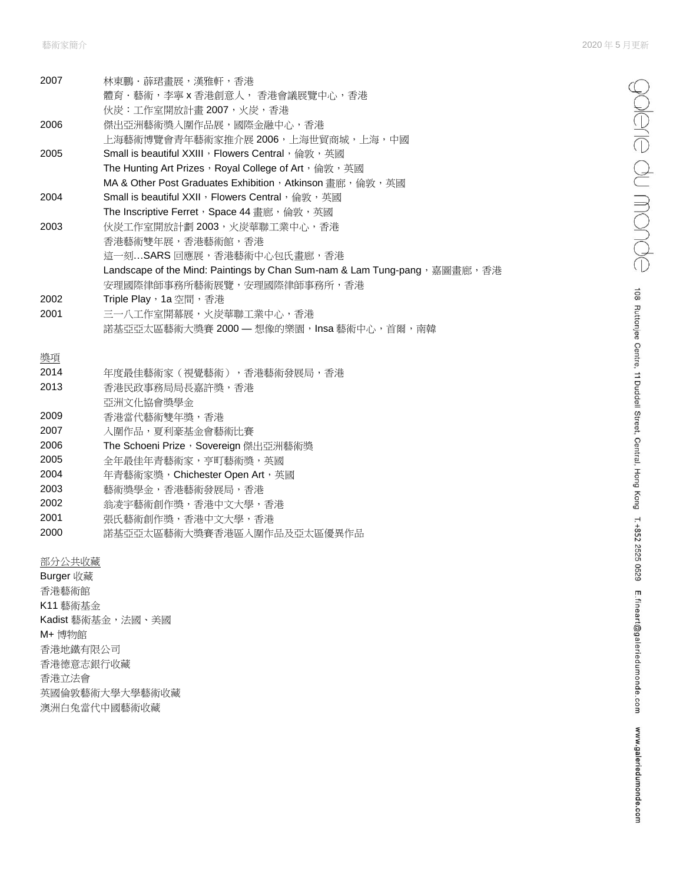| | |
|---|---|
| 2007 | 林東鵬，薛珺畫展，漢雅軒，香港 |
| | 體育．藝術，李寧 x 香港創意人， 香港會議展覽中心，香港 |
| | 伙炭：工作室開放計畫 2007，火炭，香港 |
| 2006 | 傑出亞洲藝術獎入圍作品展，國際金融中心，香港 |
| | 上海藝術博覽會青年藝術家推介展 2006，上海世貿商城，上海，中國 |
| 2005 | Small is beautiful XXIII，Flowers Central，倫敦，英國 |
| | The Hunting Art Prizes，Royal College of Art，倫敦，英國 |
| | MA & Other Post Graduates Exhibition，Atkinson 畫廊，倫敦，英國 |
| 2004 | Small is beautiful XXII，Flowers Central，倫敦，英國 |
| | The Inscriptive Ferret，Space 44 畫廊，倫敦，英國 |
| 2003 | 伙炭工作室開放計劃 2003，火炭華聯工業中心，香港 |
| | 香港藝術雙年展，香港藝術館，香港 |
| | 這一刻…SARS 回應展，香港藝術中心包氏畫廊，香港 |
| | Landscape of the Mind: Paintings by Chan Sum-nam & Lam Tung-pang，嘉圖畫廊，香港 |
| | 安理國際律師事務所藝術展覽，安理國際律師事務所，香港 |
| 2002 | Triple Play，1a 空間，香港 |
| 2001 | 三一八工作室開幕展，火炭華聯工業中心，香港 |
| | 諾基亞亞太區藝術大獎賽 2000 — 想像的樂園，Insa 藝術中心，首爾，南韓 |

獎項

| | |
|---|---|
| 2014 | 年度最佳藝術家（視覺藝術），香港藝術發展局，香港 |
| 2013 | 香港民政事務局局長嘉許獎，香港 |
| | 亞洲文化協會獎學金 |
| 2009 | 香港當代藝術雙年獎，香港 |
| 2007 | 入圍作品，夏利豪基金會藝術比賽 |
| 2006 | The Schoeni Prize，Sovereign 傑出亞洲藝術獎 |
| 2005 | 全年最佳年青藝術家，亨町藝術獎，英國 |
| 2004 | 年青藝術家獎，Chichester Open Art，英國 |
| 2003 | 藝術獎學金，香港藝術發展局，香港 |
| 2002 | 翁凌宇藝術創作獎，香港中文大學，香港 |
| 2001 | 張氏藝術創作獎，香港中文大學，香港 |
| 2000 | 諾基亞亞太區藝術大獎賽香港區入圍作品及亞太區優異作品 |

部分公共收藏

Burger 收藏
香港藝術館
K11 藝術基金
Kadist 藝術基金，法國、美國
M+ 博物館
香港地鐵有限公司
香港德意志銀行收藏
香港立法會
英國倫敦藝術大學大學藝術收藏
澳洲白兔當代中國藝術收藏